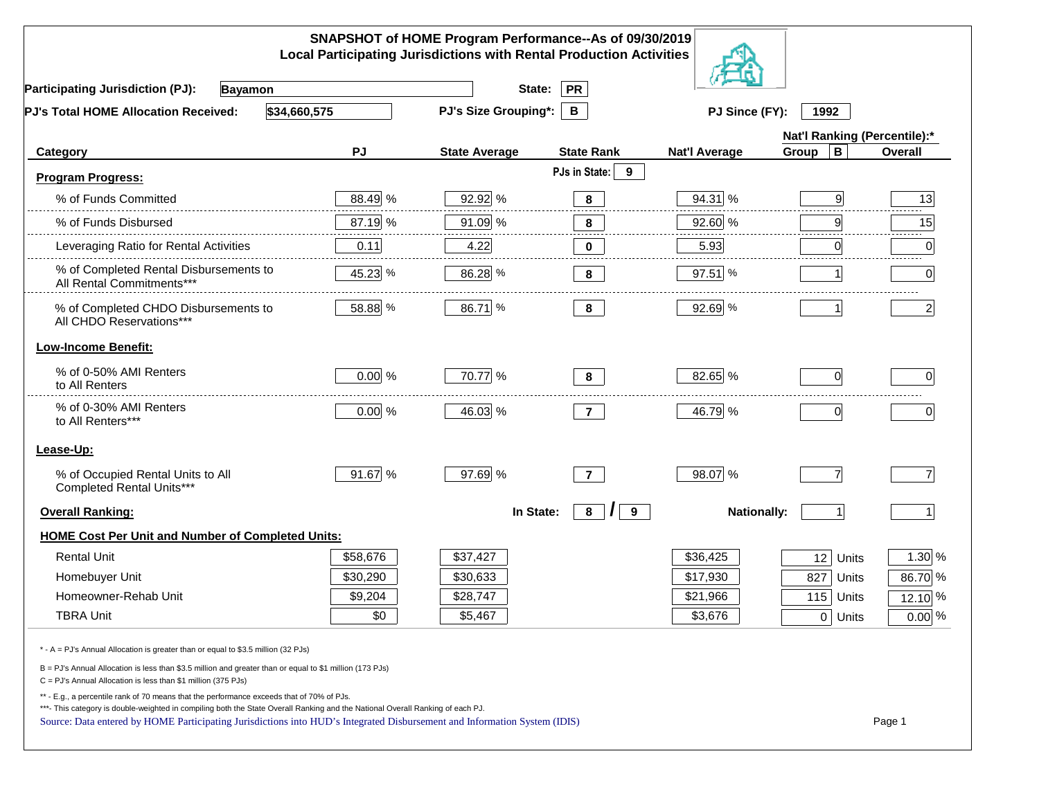# SNAPSHOT of HOME Program Performance--As of 09/30/2019
## Local Participating Jurisdictions with Rental Production Activities

**Participating Jurisdiction (PJ):** Bayamon **State:** PR

**PJ's Total HOME Allocation Received:** $34,660,575 **PJ's Size Grouping*:** B **PJ Since (FY):** 1992

| Category | PJ | State Average | State Rank | Nat'l Average | Nat'l Ranking (Percentile):* Group B | Overall |
|---|---|---|---|---|---|---|
| **Program Progress:** | | | PJs in State: 9 | | | |
| % of Funds Committed | 88.49 % | 92.92 % | 8 | 94.31 % | 9 | 13 |
| % of Funds Disbursed | 87.19 % | 91.09 % | 8 | 92.60 % | 9 | 15 |
| Leveraging Ratio for Rental Activities | 0.11 | 4.22 | 0 | 5.93 | 0 | 0 |
| % of Completed Rental Disbursements to All Rental Commitments*** | 45.23 % | 86.28 % | 8 | 97.51 % | 1 | 0 |
| % of Completed CHDO Disbursements to All CHDO Reservations*** | 58.88 % | 86.71 % | 8 | 92.69 % | 1 | 2 |
| **Low-Income Benefit:** | | | | | | |
| % of 0-50% AMI Renters to All Renters | 0.00 % | 70.77 % | 8 | 82.65 % | 0 | 0 |
| % of 0-30% AMI Renters to All Renters*** | 0.00 % | 46.03 % | 7 | 46.79 % | 0 | 0 |
| **Lease-Up:** | | | | | | |
| % of Occupied Rental Units to All Completed Rental Units*** | 91.67 % | 97.69 % | 7 | 98.07 % | 7 | 7 |
| **Overall Ranking:** | | | In State: 8 / 9 | Nationally: | 1 | 1 |

**HOME Cost Per Unit and Number of Completed Units:**

| | PJ | State Average | Nat'l Average | Units | % |
|---|---|---|---|---|---|
| Rental Unit | $58,676 | $37,427 | $36,425 | 12 Units | 1.30 % |
| Homebuyer Unit | $30,290 | $30,633 | $17,930 | 827 Units | 86.70 % |
| Homeowner-Rehab Unit | $9,204 | $28,747 | $21,966 | 115 Units | 12.10 % |
| TBRA Unit | $0 | $5,467 | $3,676 | 0 Units | 0.00 % |

\* - A = PJ's Annual Allocation is greater than or equal to $3.5 million (32 PJs)

B = PJ's Annual Allocation is less than $3.5 million and greater than or equal to $1 million (173 PJs)

C = PJ's Annual Allocation is less than $1 million (375 PJs)

** - E.g., a percentile rank of 70 means that the performance exceeds that of 70% of PJs.

***- This category is double-weighted in compiling both the State Overall Ranking and the National Overall Ranking of each PJ.

Source: Data entered by HOME Participating Jurisdictions into HUD's Integrated Disbursement and Information System (IDIS)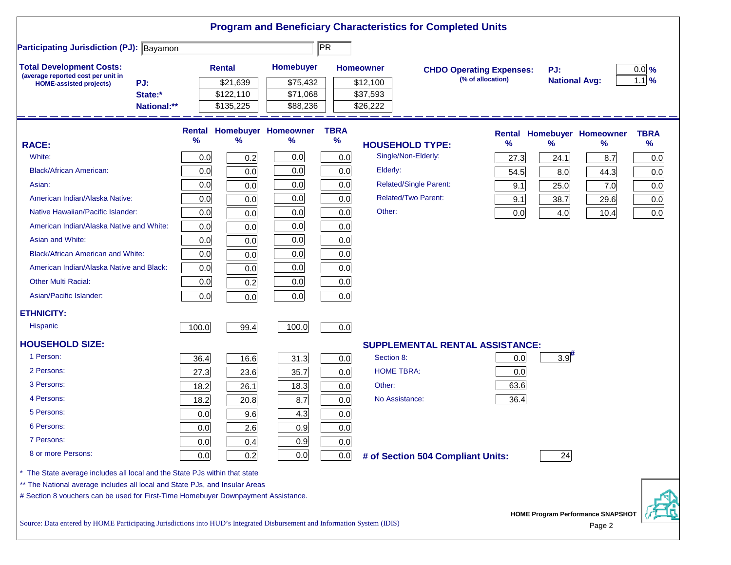# Program and Beneficiary Characteristics for Completed Units

**Participating Jurisdiction (PJ):** Bayamon PR

**Total Development Costs:**
(average reported cost per unit in HOME-assisted projects)

| | Rental | Homebuyer | Homeowner |
|---|---|---|---|
| PJ: | $21,639 | $75,432 | $12,100 |
| State:* | $122,110 | $71,068 | $37,593 |
| National:** | $135,225 | $88,236 | $26,222 |

**CHDO Operating Expenses:** (% of allocation)

| | |
|---|---|
| PJ: | 0.0 % |
| National Avg: | 1.1 % |

| RACE: | Rental % | Homebuyer % | Homeowner % | TBRA % |
|---|---|---|---|---|
| White: | 0.0 | 0.2 | 0.0 | 0.0 |
| Black/African American: | 0.0 | 0.0 | 0.0 | 0.0 |
| Asian: | 0.0 | 0.0 | 0.0 | 0.0 |
| American Indian/Alaska Native: | 0.0 | 0.0 | 0.0 | 0.0 |
| Native Hawaiian/Pacific Islander: | 0.0 | 0.0 | 0.0 | 0.0 |
| American Indian/Alaska Native and White: | 0.0 | 0.0 | 0.0 | 0.0 |
| Asian and White: | 0.0 | 0.0 | 0.0 | 0.0 |
| Black/African American and White: | 0.0 | 0.0 | 0.0 | 0.0 |
| American Indian/Alaska Native and Black: | 0.0 | 0.0 | 0.0 | 0.0 |
| Other Multi Racial: | 0.0 | 0.2 | 0.0 | 0.0 |
| Asian/Pacific Islander: | 0.0 | 0.0 | 0.0 | 0.0 |
| **ETHNICITY:** | | | | |
| Hispanic | 100.0 | 99.4 | 100.0 | 0.0 |

| HOUSEHOLD TYPE: | Rental % | Homebuyer % | Homeowner % | TBRA % |
|---|---|---|---|---|
| Single/Non-Elderly: | 27.3 | 24.1 | 8.7 | 0.0 |
| Elderly: | 54.5 | 8.0 | 44.3 | 0.0 |
| Related/Single Parent: | 9.1 | 25.0 | 7.0 | 0.0 |
| Related/Two Parent: | 9.1 | 38.7 | 29.6 | 0.0 |
| Other: | 0.0 | 4.0 | 10.4 | 0.0 |

| HOUSEHOLD SIZE: | Rental % | Homebuyer % | Homeowner % | TBRA % |
|---|---|---|---|---|
| 1 Person: | 36.4 | 16.6 | 31.3 | 0.0 |
| 2 Persons: | 27.3 | 23.6 | 35.7 | 0.0 |
| 3 Persons: | 18.2 | 26.1 | 18.3 | 0.0 |
| 4 Persons: | 18.2 | 20.8 | 8.7 | 0.0 |
| 5 Persons: | 0.0 | 9.6 | 4.3 | 0.0 |
| 6 Persons: | 0.0 | 2.6 | 0.9 | 0.0 |
| 7 Persons: | 0.0 | 0.4 | 0.9 | 0.0 |
| 8 or more Persons: | 0.0 | 0.2 | 0.0 | 0.0 |

| SUPPLEMENTAL RENTAL ASSISTANCE: | Rental | Homebuyer |
|---|---|---|
| Section 8: | 0.0 | 3.9# |
| HOME TBRA: | 0.0 | |
| Other: | 63.6 | |
| No Assistance: | 36.4 | |

**# of Section 504 Compliant Units:** 24

\* The State average includes all local and the State PJs within that state

\*\* The National average includes all local and State PJs, and Insular Areas

\# Section 8 vouchers can be used for First-Time Homebuyer Downpayment Assistance.

Source: Data entered by HOME Participating Jurisdictions into HUD's Integrated Disbursement and Information System (IDIS)

HOME Program Performance SNAPSHOT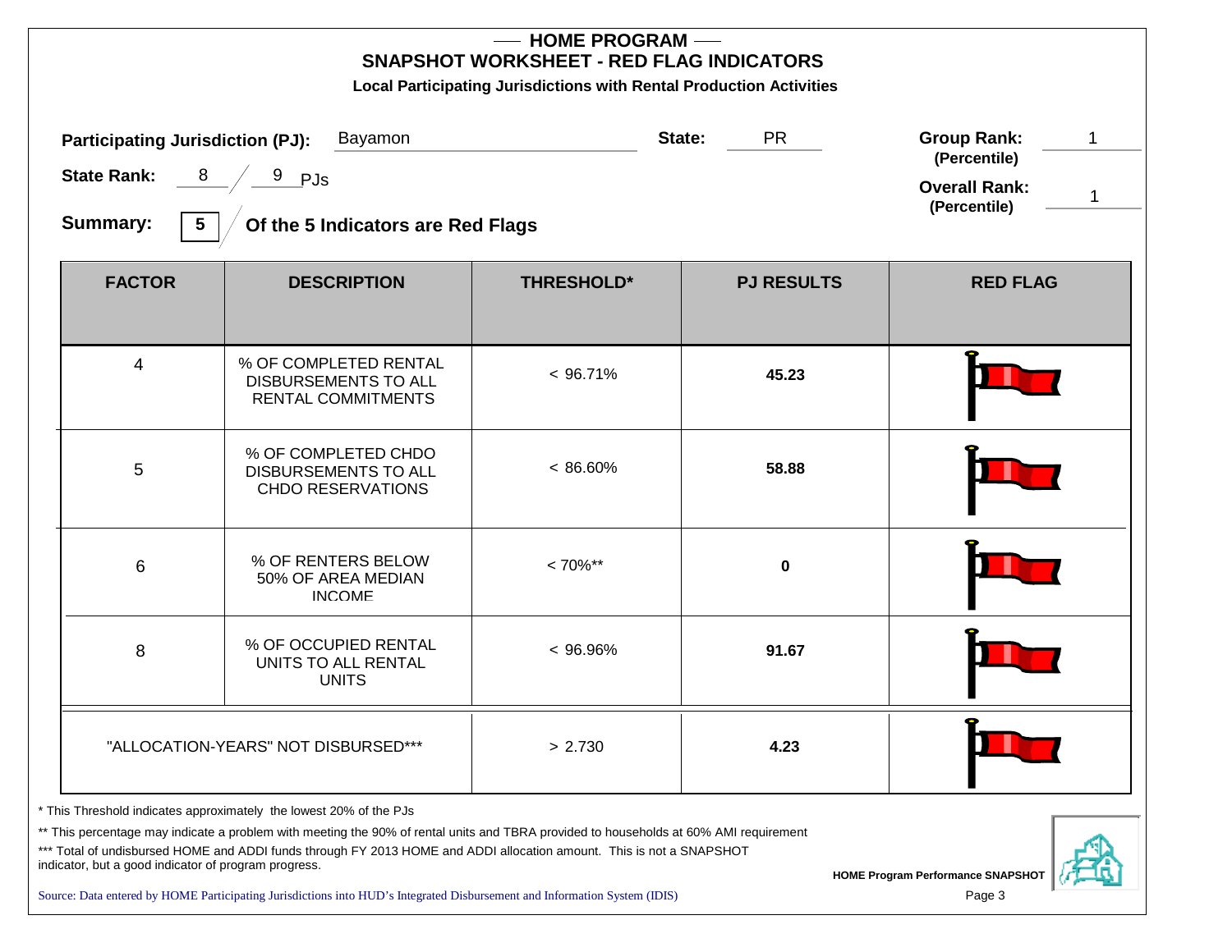# HOME PROGRAM

## SNAPSHOT WORKSHEET - RED FLAG INDICATORS

**Local Participating Jurisdictions with Rental Production Activities**

**Participating Jurisdiction (PJ):** Bayamon **State:** PR **Group Rank:** 1 **(Percentile)**

**State Rank:** 8 / 9 PJs **Overall Rank:** 1 **(Percentile)**

**Summary:** 5 / **Of the 5 Indicators are Red Flags**

| FACTOR | DESCRIPTION | THRESHOLD* | PJ RESULTS | RED FLAG |
|---|---|---|---|---|
| 4 | % OF COMPLETED RENTAL DISBURSEMENTS TO ALL RENTAL COMMITMENTS | < 96.71% | **45.23** | |
| 5 | % OF COMPLETED CHDO DISBURSEMENTS TO ALL CHDO RESERVATIONS | < 86.60% | **58.88** | |
| 6 | % OF RENTERS BELOW 50% OF AREA MEDIAN INCOME | < 70%** | **0** | |
| 8 | % OF OCCUPIED RENTAL UNITS TO ALL RENTAL UNITS | < 96.96% | **91.67** | |
| "ALLOCATION-YEARS" NOT DISBURSED*** | | > 2.730 | **4.23** | |

\* This Threshold indicates approximately the lowest 20% of the PJs

** This percentage may indicate a problem with meeting the 90% of rental units and TBRA provided to households at 60% AMI requirement

*** Total of undisbursed HOME and ADDI funds through FY 2013 HOME and ADDI allocation amount. This is not a SNAPSHOT indicator, but a good indicator of program progress.

Source: Data entered by HOME Participating Jurisdictions into HUD's Integrated Disbursement and Information System (IDIS)